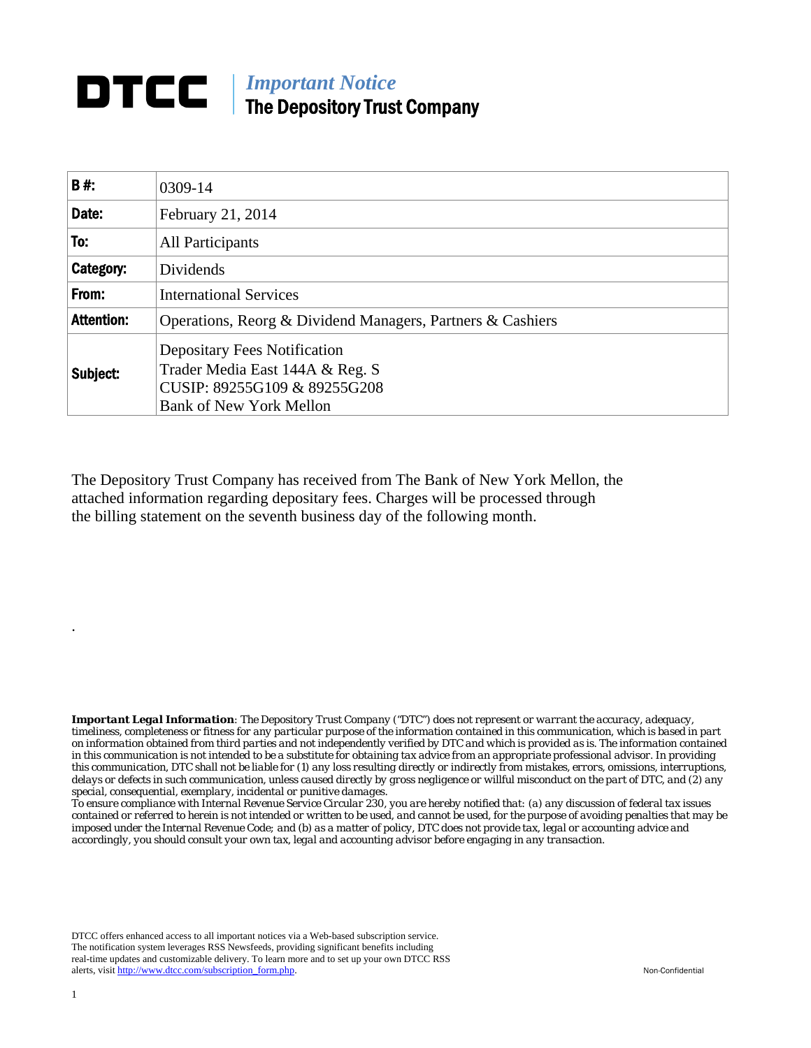# DTCC | *Important Notice* The Depository Trust Company

| **B #:** | 0309-14 |
|---|---|
| **Date:** | February 21, 2014 |
| **To:** | All Participants |
| **Category:** | Dividends |
| **From:** | International Services |
| **Attention:** | Operations, Reorg & Dividend Managers, Partners & Cashiers |
| **Subject:** | Depositary Fees Notification<br>Trader Media East 144A & Reg. S<br>CUSIP: 89255G109 & 89255G208<br>Bank of New York Mellon |

The Depository Trust Company has received from The Bank of New York Mellon, the attached information regarding depositary fees. Charges will be processed through the billing statement on the seventh business day of the following month.

.

***Important Legal Information****: The Depository Trust Company ("DTC") does not represent or warrant the accuracy, adequacy, timeliness, completeness or fitness for any particular purpose of the information contained in this communication, which is based in part on information obtained from third parties and not independently verified by DTC and which is provided as is. The information contained in this communication is not intended to be a substitute for obtaining tax advice from an appropriate professional advisor. In providing this communication, DTC shall not be liable for (1) any loss resulting directly or indirectly from mistakes, errors, omissions, interruptions, delays or defects in such communication, unless caused directly by gross negligence or willful misconduct on the part of DTC, and (2) any special, consequential, exemplary, incidental or punitive damages.*

*To ensure compliance with Internal Revenue Service Circular 230, you are hereby notified that: (a) any discussion of federal tax issues contained or referred to herein is not intended or written to be used, and cannot be used, for the purpose of avoiding penalties that may be imposed under the Internal Revenue Code; and (b) as a matter of policy, DTC does not provide tax, legal or accounting advice and accordingly, you should consult your own tax, legal and accounting advisor before engaging in any transaction.*

DTCC offers enhanced access to all important notices via a Web-based subscription service. The notification system leverages RSS Newsfeeds, providing significant benefits including real-time updates and customizable delivery. To learn more and to set up your own DTCC RSS alerts, visit [http://www.dtcc.com/subscription_form.php](http://www.dtcc.com/subscription_form.php).

Non-Confidential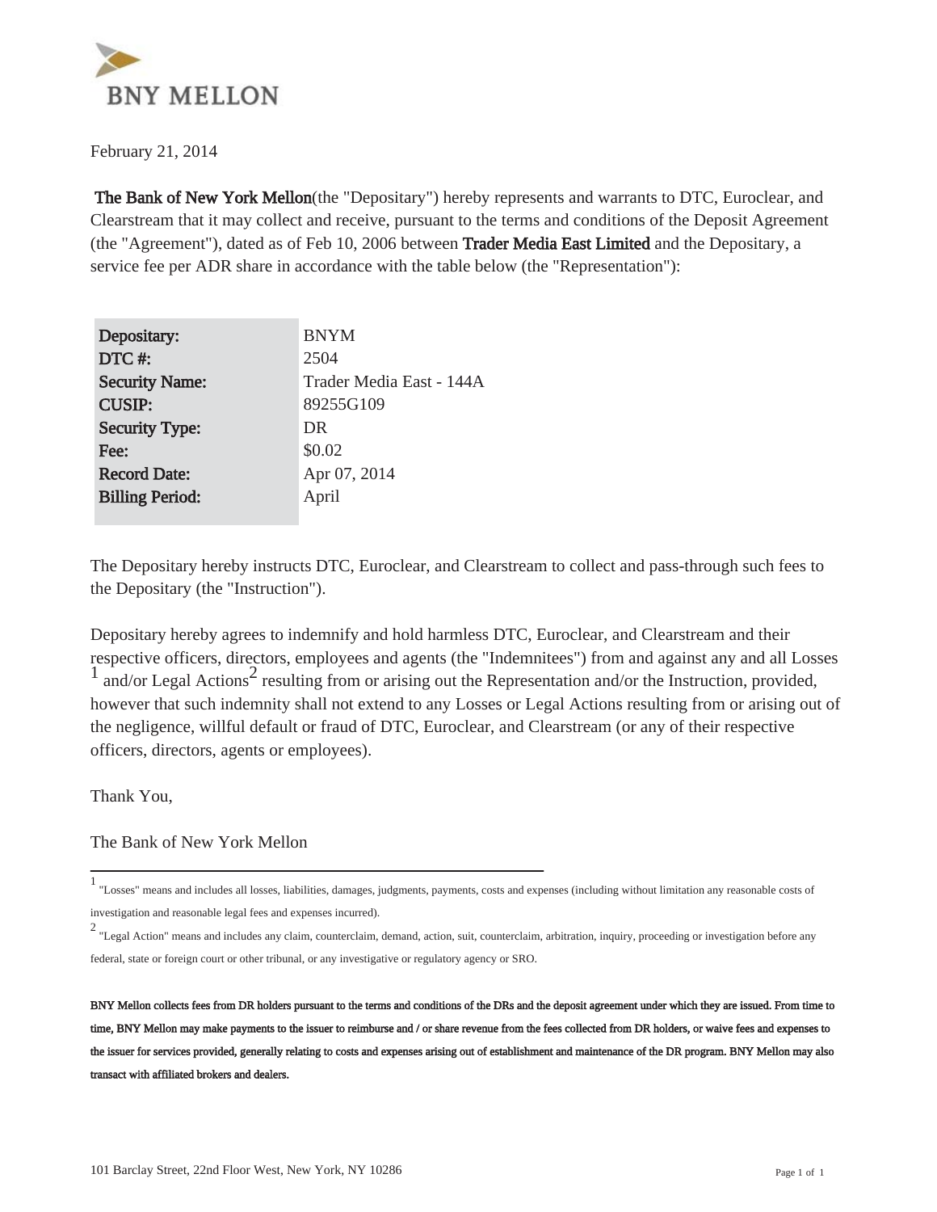BNY MELLON

February 21, 2014

**The Bank of New York Mellon**(the "Depositary") hereby represents and warrants to DTC, Euroclear, and Clearstream that it may collect and receive, pursuant to the terms and conditions of the Deposit Agreement (the "Agreement"), dated as of Feb 10, 2006 between **Trader Media East Limited** and the Depositary, a service fee per ADR share in accordance with the table below (the "Representation"):

| | |
|---|---|
| **Depositary:** | BNYM |
| **DTC #:** | 2504 |
| **Security Name:** | Trader Media East - 144A |
| **CUSIP:** | 89255G109 |
| **Security Type:** | DR |
| **Fee:** | $0.02 |
| **Record Date:** | Apr 07, 2014 |
| **Billing Period:** | April |

The Depositary hereby instructs DTC, Euroclear, and Clearstream to collect and pass-through such fees to the Depositary (the "Instruction").

Depositary hereby agrees to indemnify and hold harmless DTC, Euroclear, and Clearstream and their respective officers, directors, employees and agents (the "Indemnitees") from and against any and all Losses [1] and/or Legal Actions[2] resulting from or arising out the Representation and/or the Instruction, provided, however that such indemnity shall not extend to any Losses or Legal Actions resulting from or arising out of the negligence, willful default or fraud of DTC, Euroclear, and Clearstream (or any of their respective officers, directors, agents or employees).

Thank You,

The Bank of New York Mellon

---

[1] "Losses" means and includes all losses, liabilities, damages, judgments, payments, costs and expenses (including without limitation any reasonable costs of investigation and reasonable legal fees and expenses incurred).

[2] "Legal Action" means and includes any claim, counterclaim, demand, action, suit, counterclaim, arbitration, inquiry, proceeding or investigation before any federal, state or foreign court or other tribunal, or any investigative or regulatory agency or SRO.

**BNY Mellon collects fees from DR holders pursuant to the terms and conditions of the DRs and the deposit agreement under which they are issued. From time to time, BNY Mellon may make payments to the issuer to reimburse and / or share revenue from the fees collected from DR holders, or waive fees and expenses to the issuer for services provided, generally relating to costs and expenses arising out of establishment and maintenance of the DR program. BNY Mellon may also transact with affiliated brokers and dealers.**

101 Barclay Street, 22nd Floor West, New York, NY 10286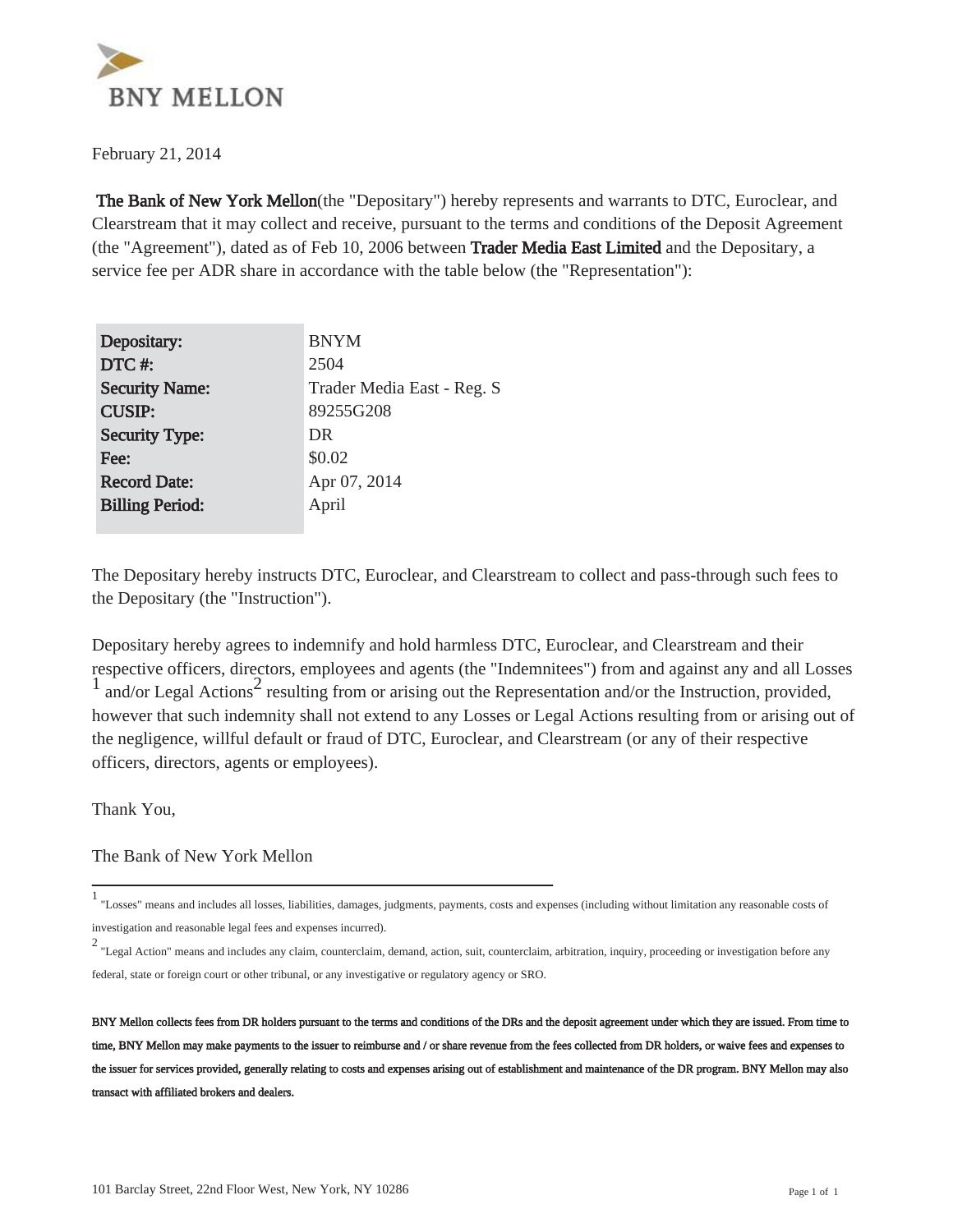**BNY MELLON**

February 21, 2014

**The Bank of New York Mellon**(the "Depositary") hereby represents and warrants to DTC, Euroclear, and Clearstream that it may collect and receive, pursuant to the terms and conditions of the Deposit Agreement (the "Agreement"), dated as of Feb 10, 2006 between **Trader Media East Limited** and the Depositary, a service fee per ADR share in accordance with the table below (the "Representation"):

| | |
|---|---|
| **Depositary:** | BNYM |
| **DTC #:** | 2504 |
| **Security Name:** | Trader Media East - Reg. S |
| **CUSIP:** | 89255G208 |
| **Security Type:** | DR |
| **Fee:** | $0.02 |
| **Record Date:** | Apr 07, 2014 |
| **Billing Period:** | April |

The Depositary hereby instructs DTC, Euroclear, and Clearstream to collect and pass-through such fees to the Depositary (the "Instruction").

Depositary hereby agrees to indemnify and hold harmless DTC, Euroclear, and Clearstream and their respective officers, directors, employees and agents (the "Indemnitees") from and against any and all Losses [1] and/or Legal Actions[2] resulting from or arising out the Representation and/or the Instruction, provided, however that such indemnity shall not extend to any Losses or Legal Actions resulting from or arising out of the negligence, willful default or fraud of DTC, Euroclear, and Clearstream (or any of their respective officers, directors, agents or employees).

Thank You,

The Bank of New York Mellon

---

[1] "Losses" means and includes all losses, liabilities, damages, judgments, payments, costs and expenses (including without limitation any reasonable costs of investigation and reasonable legal fees and expenses incurred).

[2] "Legal Action" means and includes any claim, counterclaim, demand, action, suit, counterclaim, arbitration, inquiry, proceeding or investigation before any federal, state or foreign court or other tribunal, or any investigative or regulatory agency or SRO.

**BNY Mellon collects fees from DR holders pursuant to the terms and conditions of the DRs and the deposit agreement under which they are issued. From time to time, BNY Mellon may make payments to the issuer to reimburse and / or share revenue from the fees collected from DR holders, or waive fees and expenses to the issuer for services provided, generally relating to costs and expenses arising out of establishment and maintenance of the DR program. BNY Mellon may also transact with affiliated brokers and dealers.**

101 Barclay Street, 22nd Floor West, New York, NY 10286